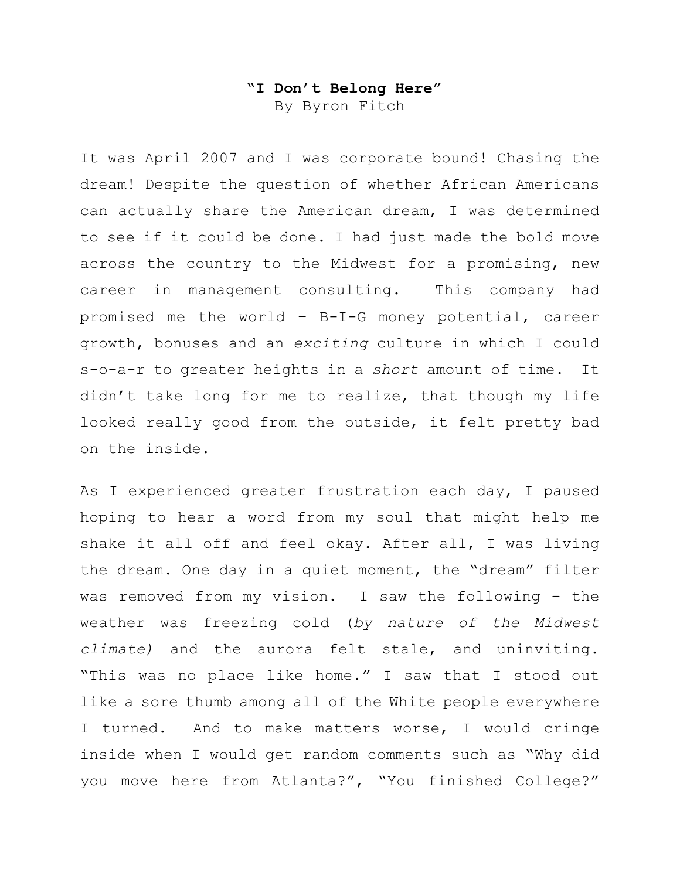**"I Don't Belong Here"**
By Byron Fitch

It was April 2007 and I was corporate bound! Chasing the dream! Despite the question of whether African Americans can actually share the American dream, I was determined to see if it could be done. I had just made the bold move across the country to the Midwest for a promising, new career in management consulting. This company had promised me the world – B-I-G money potential, career growth, bonuses and an *exciting* culture in which I could s-o-a-r to greater heights in a *short* amount of time. It didn't take long for me to realize, that though my life looked really good from the outside, it felt pretty bad on the inside.

As I experienced greater frustration each day, I paused hoping to hear a word from my soul that might help me shake it all off and feel okay. After all, I was living the dream. One day in a quiet moment, the "dream" filter was removed from my vision. I saw the following – the weather was freezing cold (*by nature of the Midwest climate)* and the aurora felt stale, and uninviting. "This was no place like home." I saw that I stood out like a sore thumb among all of the White people everywhere I turned. And to make matters worse, I would cringe inside when I would get random comments such as "Why did you move here from Atlanta?", "You finished College?"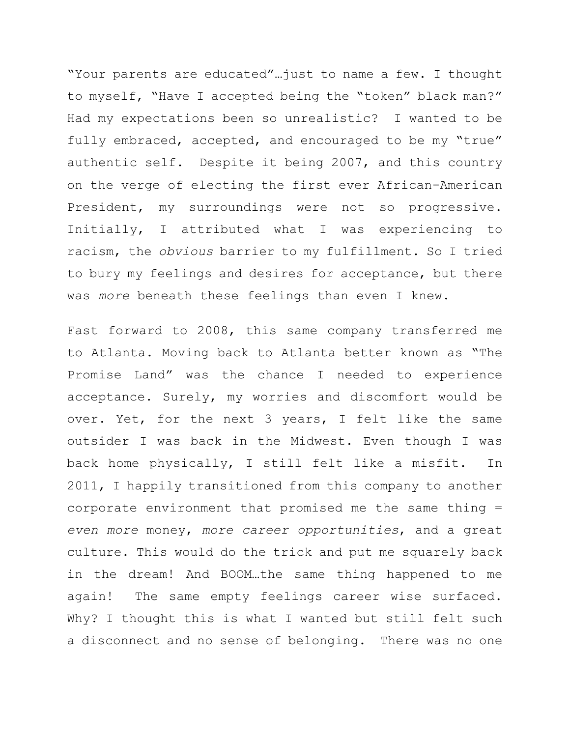"Your parents are educated"…just to name a few. I thought to myself, "Have I accepted being the "token" black man?" Had my expectations been so unrealistic? I wanted to be fully embraced, accepted, and encouraged to be my "true" authentic self. Despite it being 2007, and this country on the verge of electing the first ever African-American President, my surroundings were not so progressive. Initially, I attributed what I was experiencing to racism, the *obvious* barrier to my fulfillment. So I tried to bury my feelings and desires for acceptance, but there was *more* beneath these feelings than even I knew.

Fast forward to 2008, this same company transferred me to Atlanta. Moving back to Atlanta better known as "The Promise Land" was the chance I needed to experience acceptance. Surely, my worries and discomfort would be over. Yet, for the next 3 years, I felt like the same outsider I was back in the Midwest. Even though I was back home physically, I still felt like a misfit. In 2011, I happily transitioned from this company to another corporate environment that promised me the same thing = *even more* money, *more career opportunities*, and a great culture. This would do the trick and put me squarely back in the dream! And BOOM…the same thing happened to me again! The same empty feelings career wise surfaced. Why? I thought this is what I wanted but still felt such a disconnect and no sense of belonging. There was no one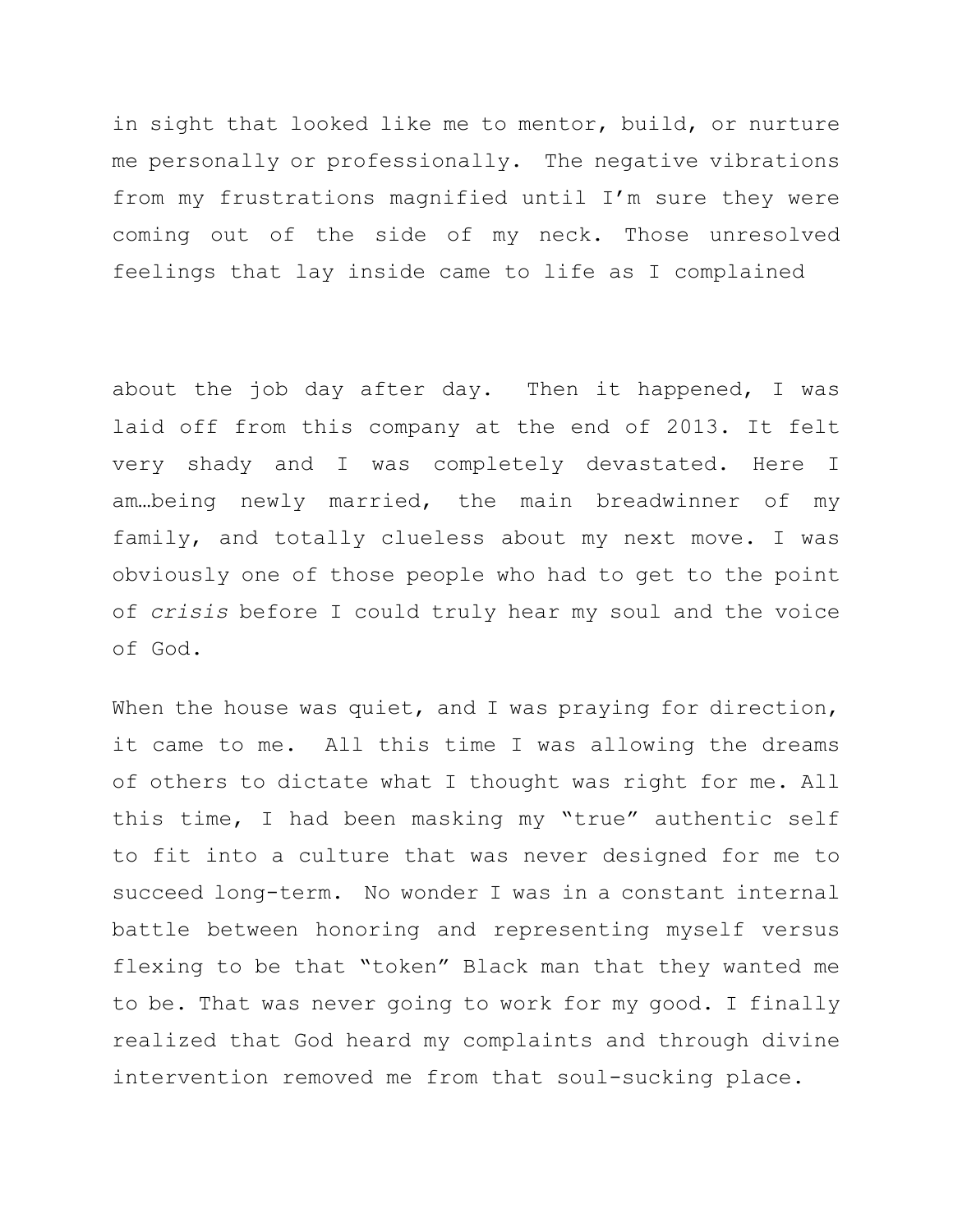in sight that looked like me to mentor, build, or nurture me personally or professionally. The negative vibrations from my frustrations magnified until I'm sure they were coming out of the side of my neck. Those unresolved feelings that lay inside came to life as I complained about the job day after day. Then it happened, I was laid off from this company at the end of 2013. It felt very shady and I was completely devastated. Here I am…being newly married, the main breadwinner of my family, and totally clueless about my next move. I was obviously one of those people who had to get to the point of *crisis* before I could truly hear my soul and the voice of God.

When the house was quiet, and I was praying for direction, it came to me. All this time I was allowing the dreams of others to dictate what I thought was right for me. All this time, I had been masking my "true" authentic self to fit into a culture that was never designed for me to succeed long-term. No wonder I was in a constant internal battle between honoring and representing myself versus flexing to be that "token" Black man that they wanted me to be. That was never going to work for my good. I finally realized that God heard my complaints and through divine intervention removed me from that soul-sucking place.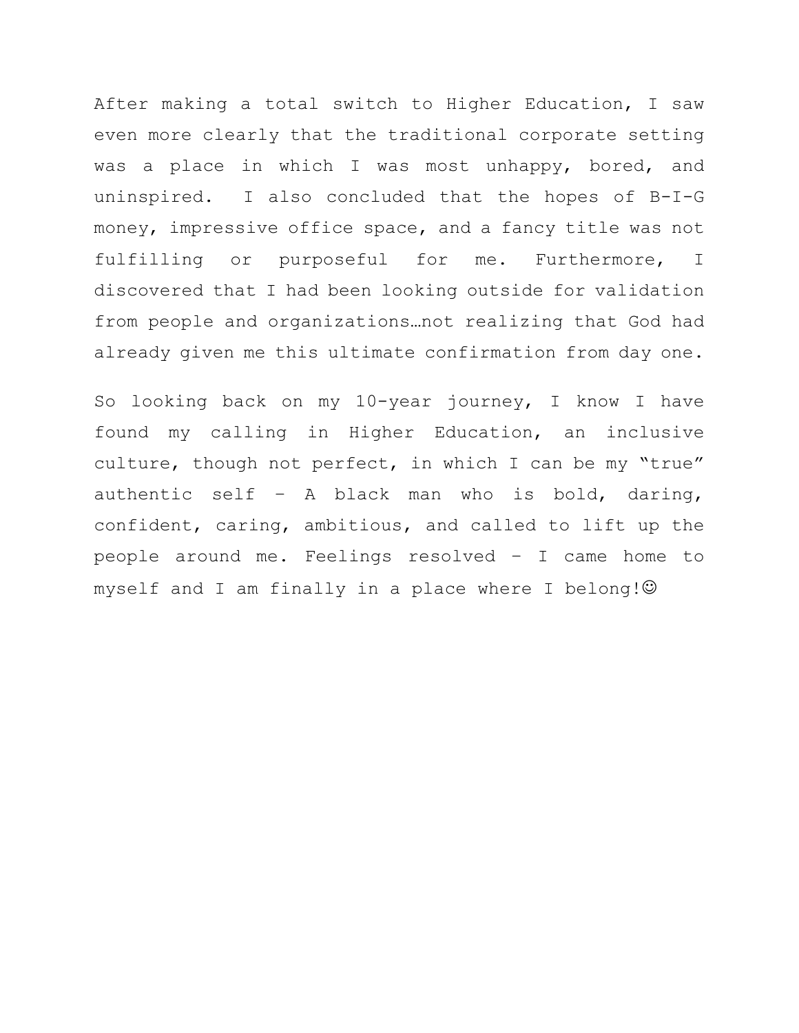After making a total switch to Higher Education, I saw even more clearly that the traditional corporate setting was a place in which I was most unhappy, bored, and uninspired. I also concluded that the hopes of B-I-G money, impressive office space, and a fancy title was not fulfilling or purposeful for me. Furthermore, I discovered that I had been looking outside for validation from people and organizations…not realizing that God had already given me this ultimate confirmation from day one.

So looking back on my 10-year journey, I know I have found my calling in Higher Education, an inclusive culture, though not perfect, in which I can be my "true" authentic self – A black man who is bold, daring, confident, caring, ambitious, and called to lift up the people around me. Feelings resolved – I came home to myself and I am finally in a place where I belong!☺